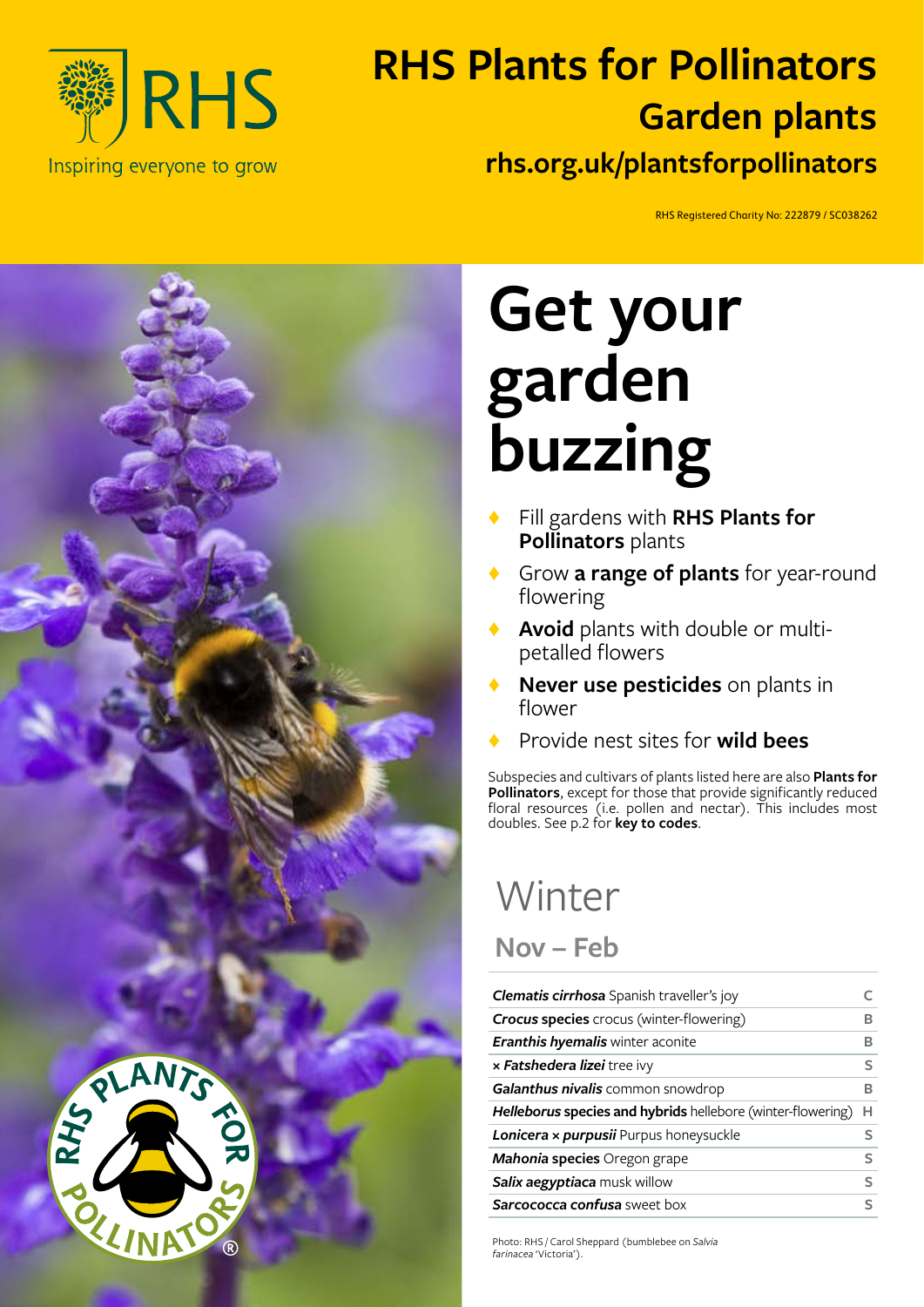# RHS Plants for Pollinators

## Garden plants

**rhs.org.uk/plantsforpollinators**

RHS Inspiring everyone to grow

RHS Registered Charity No: 222879 / SC038262

# Get your garden buzzing

- Fill gardens with **RHS Plants for Pollinators** plants
- Grow **a range of plants** for year-round flowering
- **Avoid** plants with double or multi-petalled flowers
- **Never use pesticides** on plants in flower
- Provide nest sites for **wild bees**

Subspecies and cultivars of plants listed here are also **Plants for Pollinators**, except for those that provide significantly reduced floral resources (i.e. pollen and nectar). This includes most doubles. See p.2 for **key to codes**.

## Winter

### Nov – Feb

| Plant | Code |
|---|---|
| ***Clematis cirrhosa*** Spanish traveller's joy | C |
| ***Crocus* species** crocus (winter-flowering) | B |
| ***Eranthis hyemalis*** winter aconite | B |
| **× *Fatshedera lizei*** tree ivy | S |
| ***Galanthus nivalis*** common snowdrop | B |
| ***Helleborus* species and hybrids** hellebore (winter-flowering) | H |
| ***Lonicera × purpusii*** Purpus honeysuckle | S |
| ***Mahonia* species** Oregon grape | S |
| ***Salix aegyptiaca*** musk willow | S |
| ***Sarcococca confusa*** sweet box | S |

Photo: RHS / Carol Sheppard (bumblebee on *Salvia farinacea* 'Victoria').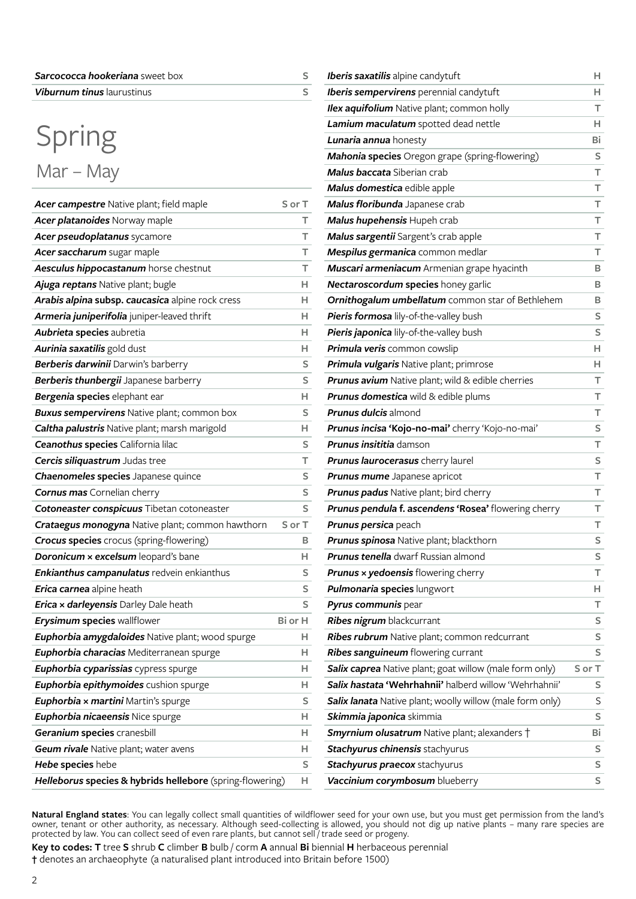| | |
|---|---|
| ***Sarcococca hookeriana*** sweet box | S |
| ***Viburnum tinus*** laurustinus | S |

# Spring

## Mar – May

| | |
|---|---|
| ***Acer campestre*** Native plant; field maple | S or T |
| ***Acer platanoides*** Norway maple | T |
| ***Acer pseudoplatanus*** sycamore | T |
| ***Acer saccharum*** sugar maple | T |
| ***Aesculus hippocastanum*** horse chestnut | T |
| ***Ajuga reptans*** Native plant; bugle | H |
| ***Arabis alpina* subsp. *caucasica*** alpine rock cress | H |
| ***Armeria juniperifolia*** juniper-leaved thrift | H |
| ***Aubrieta* species** aubretia | H |
| ***Aurinia saxatilis*** gold dust | H |
| ***Berberis darwinii*** Darwin's barberry | S |
| ***Berberis thunbergii*** Japanese barberry | S |
| ***Bergenia* species** elephant ear | H |
| ***Buxus sempervirens*** Native plant; common box | S |
| ***Caltha palustris*** Native plant; marsh marigold | H |
| ***Ceanothus* species** California lilac | S |
| ***Cercis siliquastrum*** Judas tree | T |
| ***Chaenomeles* species** Japanese quince | S |
| ***Cornus mas*** Cornelian cherry | S |
| ***Cotoneaster conspicuus*** Tibetan cotoneaster | S |
| ***Crataegus monogyna*** Native plant; common hawthorn | S or T |
| ***Crocus* species** crocus (spring-flowering) | B |
| ***Doronicum × excelsum*** leopard's bane | H |
| ***Enkianthus campanulatus*** redvein enkianthus | S |
| ***Erica carnea*** alpine heath | S |
| ***Erica × darleyensis*** Darley Dale heath | S |
| ***Erysimum* species** wallflower | Bi or H |
| ***Euphorbia amygdaloides*** Native plant; wood spurge | H |
| ***Euphorbia characias*** Mediterranean spurge | H |
| ***Euphorbia cyparissias*** cypress spurge | H |
| ***Euphorbia epithymoides*** cushion spurge | H |
| ***Euphorbia × martini*** Martin's spurge | S |
| ***Euphorbia nicaeensis*** Nice spurge | H |
| ***Geranium* species** cranesbill | H |
| ***Geum rivale*** Native plant; water avens | H |
| ***Hebe* species** hebe | S |
| ***Helleborus* species & hybrids hellebore** (spring-flowering) | H |
| ***Iberis saxatilis*** alpine candytuft | H |
| ***Iberis sempervirens*** perennial candytuft | H |
| ***Ilex aquifolium*** Native plant; common holly | T |
| ***Lamium maculatum*** spotted dead nettle | H |
| ***Lunaria annua*** honesty | Bi |
| ***Mahonia* species** Oregon grape (spring-flowering) | S |
| ***Malus baccata*** Siberian crab | T |
| ***Malus domestica*** edible apple | T |
| ***Malus floribunda*** Japanese crab | T |
| ***Malus hupehensis*** Hupeh crab | T |
| ***Malus sargentii*** Sargent's crab apple | T |
| ***Mespilus germanica*** common medlar | T |
| ***Muscari armeniacum*** Armenian grape hyacinth | B |
| ***Nectaroscordum* species** honey garlic | B |
| ***Ornithogalum umbellatum*** common star of Bethlehem | B |
| ***Pieris formosa*** lily-of-the-valley bush | S |
| ***Pieris japonica*** lily-of-the-valley bush | S |
| ***Primula veris*** common cowslip | H |
| ***Primula vulgaris*** Native plant; primrose | H |
| ***Prunus avium*** Native plant; wild & edible cherries | T |
| ***Prunus domestica*** wild & edible plums | T |
| ***Prunus dulcis*** almond | T |
| ***Prunus incisa* 'Kojo-no-mai'** cherry 'Kojo-no-mai' | S |
| ***Prunus insititia*** damson | T |
| ***Prunus laurocerasus*** cherry laurel | S |
| ***Prunus mume*** Japanese apricot | T |
| ***Prunus padus*** Native plant; bird cherry | T |
| ***Prunus pendula* f. *ascendens* 'Rosea'** flowering cherry | T |
| ***Prunus persica*** peach | T |
| ***Prunus spinosa*** Native plant; blackthorn | S |
| ***Prunus tenella*** dwarf Russian almond | S |
| ***Prunus × yedoensis*** flowering cherry | T |
| ***Pulmonaria* species** lungwort | H |
| ***Pyrus communis*** pear | T |
| ***Ribes nigrum*** blackcurrant | S |
| ***Ribes rubrum*** Native plant; common redcurrant | S |
| ***Ribes sanguineum*** flowering currant | S |
| ***Salix caprea*** Native plant; goat willow (male form only) | S or T |
| ***Salix hastata* 'Wehrhahnii'** halberd willow 'Wehrhahnii' | S |
| ***Salix lanata*** Native plant; woolly willow (male form only) | S |
| ***Skimmia japonica*** skimmia | S |
| ***Smyrnium olusatrum*** Native plant; alexanders † | Bi |
| ***Stachyurus chinensis*** stachyurus | S |
| ***Stachyurus praecox*** stachyurus | S |
| ***Vaccinium corymbosum*** blueberry | S |

**Natural England states**: You can legally collect small quantities of wildflower seed for your own use, but you must get permission from the land's owner, tenant or other authority, as necessary. Although seed-collecting is allowed, you should not dig up native plants – many rare species are protected by law. You can collect seed of even rare plants, but cannot sell / trade seed or progeny.

**Key to codes: T** tree **S** shrub **C** climber **B** bulb / corm **A** annual **Bi** biennial **H** herbaceous perennial

**†** denotes an archaeophyte (a naturalised plant introduced into Britain before 1500)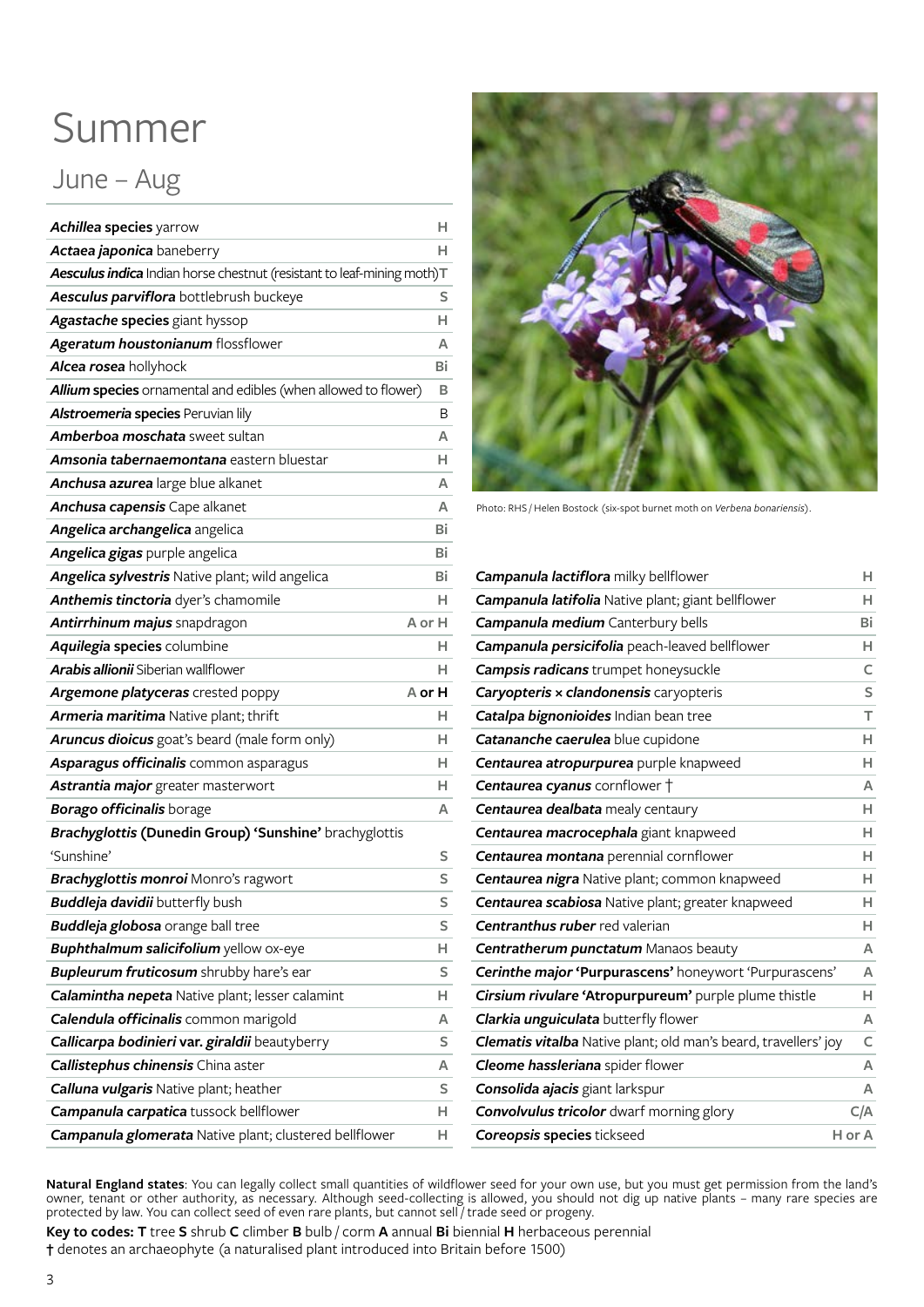# Summer

## June – Aug

| Plant | Code |
|---|---|
| ***Achillea* species** yarrow | H |
| ***Actaea japonica*** baneberry | H |
| ***Aesculus indica*** Indian horse chestnut (resistant to leaf-mining moth) | T |
| ***Aesculus parviflora*** bottlebrush buckeye | S |
| ***Agastache* species** giant hyssop | H |
| ***Ageratum houstonianum*** flossflower | A |
| ***Alcea rosea*** hollyhock | Bi |
| ***Allium* species** ornamental and edibles (when allowed to flower) | B |
| ***Alstroemeria* species** Peruvian lily | B |
| ***Amberboa moschata*** sweet sultan | A |
| ***Amsonia tabernaemontana*** eastern bluestar | H |
| ***Anchusa azurea*** large blue alkanet | A |
| ***Anchusa capensis*** Cape alkanet | A |
| ***Angelica archangelica*** angelica | Bi |
| ***Angelica gigas*** purple angelica | Bi |
| ***Angelica sylvestris*** Native plant; wild angelica | Bi |
| ***Anthemis tinctoria*** dyer's chamomile | H |
| ***Antirrhinum majus*** snapdragon | A or H |
| ***Aquilegia* species** columbine | H |
| ***Arabis allionii*** Siberian wallflower | H |
| ***Argemone platyceras*** crested poppy | A or H |
| ***Armeria maritima*** Native plant; thrift | H |
| ***Aruncus dioicus*** goat's beard (male form only) | H |
| ***Asparagus officinalis*** common asparagus | H |
| ***Astrantia major*** greater masterwort | H |
| ***Borago officinalis*** borage | A |
| ***Brachyglottis* (Dunedin Group) 'Sunshine'** brachyglottis 'Sunshine' | S |
| ***Brachyglottis monroi*** Monro's ragwort | S |
| ***Buddleja davidii*** butterfly bush | S |
| ***Buddleja globosa*** orange ball tree | S |
| ***Buphthalmum salicifolium*** yellow ox-eye | H |
| ***Bupleurum fruticosum*** shrubby hare's ear | S |
| ***Calamintha nepeta*** Native plant; lesser calamint | H |
| ***Calendula officinalis*** common marigold | A |
| ***Callicarpa bodinieri* var. *giraldii*** beautyberry | S |
| ***Callistephus chinensis*** China aster | A |
| ***Calluna vulgaris*** Native plant; heather | S |
| ***Campanula carpatica*** tussock bellflower | H |
| ***Campanula glomerata*** Native plant; clustered bellflower | H |
| ***Campanula lactiflora*** milky bellflower | H |
| ***Campanula latifolia*** Native plant; giant bellflower | H |
| ***Campanula medium*** Canterbury bells | Bi |
| ***Campanula persicifolia*** peach-leaved bellflower | H |
| ***Campsis radicans*** trumpet honeysuckle | C |
| ***Caryopteris × clandonensis*** caryopteris | S |
| ***Catalpa bignonioides*** Indian bean tree | T |
| ***Catananche caerulea*** blue cupidone | H |
| ***Centaurea atropurpurea*** purple knapweed | H |
| ***Centaurea cyanus*** cornflower † | A |
| ***Centaurea dealbata*** mealy centaury | H |
| ***Centaurea macrocephala*** giant knapweed | H |
| ***Centaurea montana*** perennial cornflower | H |
| ***Centaurea nigra*** Native plant; common knapweed | H |
| ***Centaurea scabiosa*** Native plant; greater knapweed | H |
| ***Centranthus ruber*** red valerian | H |
| ***Centratherum punctatum*** Manaos beauty | A |
| ***Cerinthe major* 'Purpurascens'** honeywort 'Purpurascens' | A |
| ***Cirsium rivulare* 'Atropurpureum'** purple plume thistle | H |
| ***Clarkia unguiculata*** butterfly flower | A |
| ***Clematis vitalba*** Native plant; old man's beard, travellers' joy | C |
| ***Cleome hassleriana*** spider flower | A |
| ***Consolida ajacis*** giant larkspur | A |
| ***Convolvulus tricolor*** dwarf morning glory | C/A |
| ***Coreopsis* species** tickseed | H or A |

Photo: RHS / Helen Bostock (six-spot burnet moth on *Verbena bonariensis*).

**Natural England states**: You can legally collect small quantities of wildflower seed for your own use, but you must get permission from the land's owner, tenant or other authority, as necessary. Although seed-collecting is allowed, you should not dig up native plants – many rare species are protected by law. You can collect seed of even rare plants, but cannot sell / trade seed or progeny.

**Key to codes: T** tree **S** shrub **C** climber **B** bulb / corm **A** annual **Bi** biennial **H** herbaceous perennial

**†** denotes an archaeophyte (a naturalised plant introduced into Britain before 1500)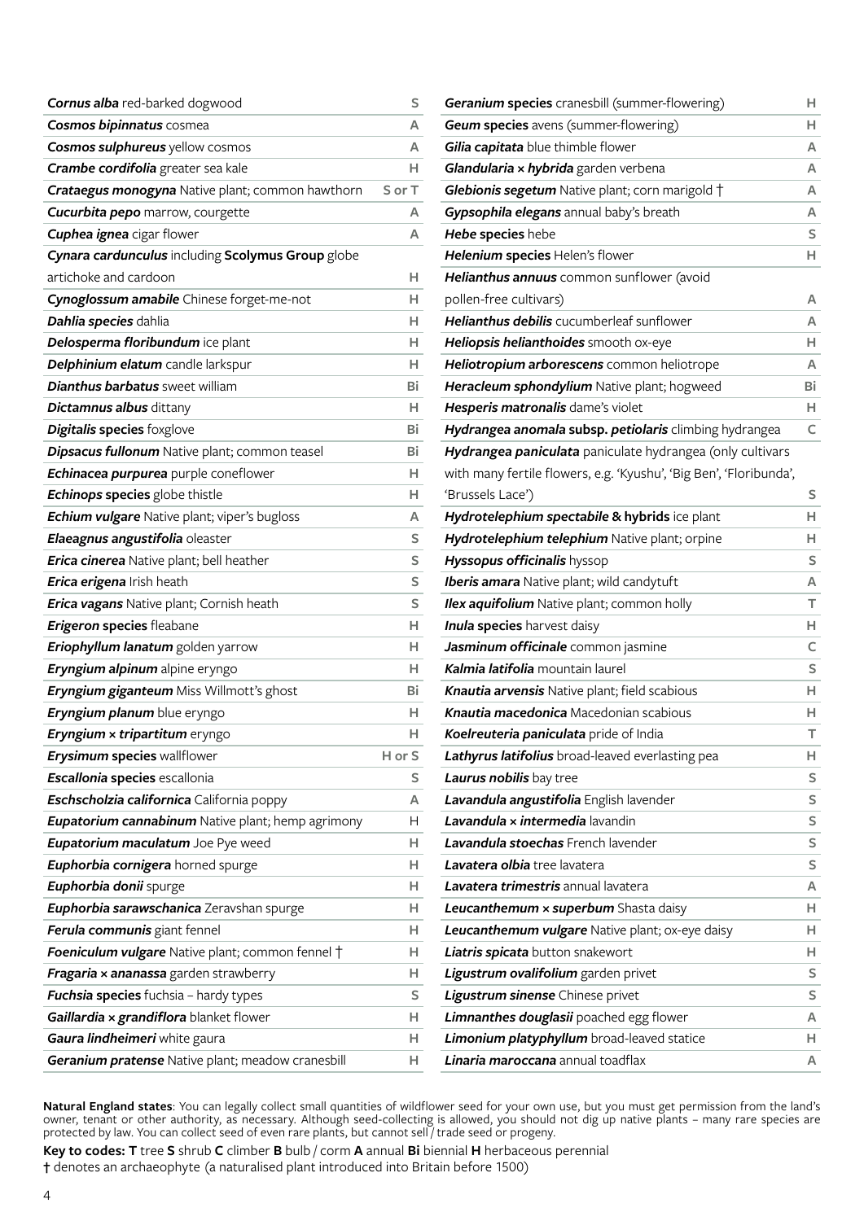| Plant | Code |
|---|---|
| ***Cornus alba*** red-barked dogwood | S |
| ***Cosmos bipinnatus*** cosmea | A |
| ***Cosmos sulphureus*** yellow cosmos | A |
| ***Crambe cordifolia*** greater sea kale | H |
| ***Crataegus monogyna*** Native plant; common hawthorn | S or T |
| ***Cucurbita pepo*** marrow, courgette | A |
| ***Cuphea ignea*** cigar flower | A |
| ***Cynara cardunculus*** including **Scolymus Group** globe artichoke and cardoon | H |
| ***Cynoglossum amabile*** Chinese forget-me-not | H |
| ***Dahlia species*** dahlia | H |
| ***Delosperma floribundum*** ice plant | H |
| ***Delphinium elatum*** candle larkspur | H |
| ***Dianthus barbatus*** sweet william | Bi |
| ***Dictamnus albus*** dittany | H |
| ***Digitalis* species** foxglove | Bi |
| ***Dipsacus fullonum*** Native plant; common teasel | Bi |
| ***Echinacea purpurea*** purple coneflower | H |
| ***Echinops* species** globe thistle | H |
| ***Echium vulgare*** Native plant; viper's bugloss | A |
| ***Elaeagnus angustifolia*** oleaster | S |
| ***Erica cinerea*** Native plant; bell heather | S |
| ***Erica erigena*** Irish heath | S |
| ***Erica vagans*** Native plant; Cornish heath | S |
| ***Erigeron* species** fleabane | H |
| ***Eriophyllum lanatum*** golden yarrow | H |
| ***Eryngium alpinum*** alpine eryngo | H |
| ***Eryngium giganteum*** Miss Willmott's ghost | Bi |
| ***Eryngium planum*** blue eryngo | H |
| ***Eryngium × tripartitum*** eryngo | H |
| ***Erysimum* species** wallflower | H or S |
| ***Escallonia* species** escallonia | S |
| ***Eschscholzia californica*** California poppy | A |
| ***Eupatorium cannabinum*** Native plant; hemp agrimony | H |
| ***Eupatorium maculatum*** Joe Pye weed | H |
| ***Euphorbia cornigera*** horned spurge | H |
| ***Euphorbia donii*** spurge | H |
| ***Euphorbia sarawschanica*** Zeravshan spurge | H |
| ***Ferula communis*** giant fennel | H |
| ***Foeniculum vulgare*** Native plant; common fennel † | H |
| ***Fragaria × ananassa*** garden strawberry | H |
| ***Fuchsia* species** fuchsia – hardy types | S |
| ***Gaillardia × grandiflora*** blanket flower | H |
| ***Gaura lindheimeri*** white gaura | H |
| ***Geranium pratense*** Native plant; meadow cranesbill | H |
| ***Geranium* species** cranesbill (summer-flowering) | H |
| ***Geum* species** avens (summer-flowering) | H |
| ***Gilia capitata*** blue thimble flower | A |
| ***Glandularia × hybrida*** garden verbena | A |
| ***Glebionis segetum*** Native plant; corn marigold † | A |
| ***Gypsophila elegans*** annual baby's breath | A |
| ***Hebe* species** hebe | S |
| ***Helenium* species** Helen's flower | H |
| ***Helianthus annuus*** common sunflower (avoid pollen-free cultivars) | A |
| ***Helianthus debilis*** cucumberleaf sunflower | A |
| ***Heliopsis helianthoides*** smooth ox-eye | H |
| ***Heliotropium arborescens*** common heliotrope | A |
| ***Heracleum sphondylium*** Native plant; hogweed | Bi |
| ***Hesperis matronalis*** dame's violet | H |
| ***Hydrangea anomala* subsp. *petiolaris*** climbing hydrangea | C |
| ***Hydrangea paniculata*** paniculate hydrangea (only cultivars with many fertile flowers, e.g. 'Kyushu', 'Big Ben', 'Floribunda', 'Brussels Lace') | S |
| ***Hydrotelephium spectabile* & hybrids** ice plant | H |
| ***Hydrotelephium telephium*** Native plant; orpine | H |
| ***Hyssopus officinalis*** hyssop | S |
| ***Iberis amara*** Native plant; wild candytuft | A |
| ***Ilex aquifolium*** Native plant; common holly | T |
| ***Inula* species** harvest daisy | H |
| ***Jasminum officinale*** common jasmine | C |
| ***Kalmia latifolia*** mountain laurel | S |
| ***Knautia arvensis*** Native plant; field scabious | H |
| ***Knautia macedonica*** Macedonian scabious | H |
| ***Koelreuteria paniculata*** pride of India | T |
| ***Lathyrus latifolius*** broad-leaved everlasting pea | H |
| ***Laurus nobilis*** bay tree | S |
| ***Lavandula angustifolia*** English lavender | S |
| ***Lavandula × intermedia*** lavandin | S |
| ***Lavandula stoechas*** French lavender | S |
| ***Lavatera olbia*** tree lavatera | S |
| ***Lavatera trimestris*** annual lavatera | A |
| ***Leucanthemum × superbum*** Shasta daisy | H |
| ***Leucanthemum vulgare*** Native plant; ox-eye daisy | H |
| ***Liatris spicata*** button snakewort | H |
| ***Ligustrum ovalifolium*** garden privet | S |
| ***Ligustrum sinense*** Chinese privet | S |
| ***Limnanthes douglasii*** poached egg flower | A |
| ***Limonium platyphyllum*** broad-leaved statice | H |
| ***Linaria maroccana*** annual toadflax | A |

**Natural England states**: You can legally collect small quantities of wildflower seed for your own use, but you must get permission from the land's owner, tenant or other authority, as necessary. Although seed-collecting is allowed, you should not dig up native plants – many rare species are protected by law. You can collect seed of even rare plants, but cannot sell / trade seed or progeny.

**Key to codes: T** tree **S** shrub **C** climber **B** bulb / corm **A** annual **Bi** biennial **H** herbaceous perennial
**†** denotes an archaeophyte (a naturalised plant introduced into Britain before 1500)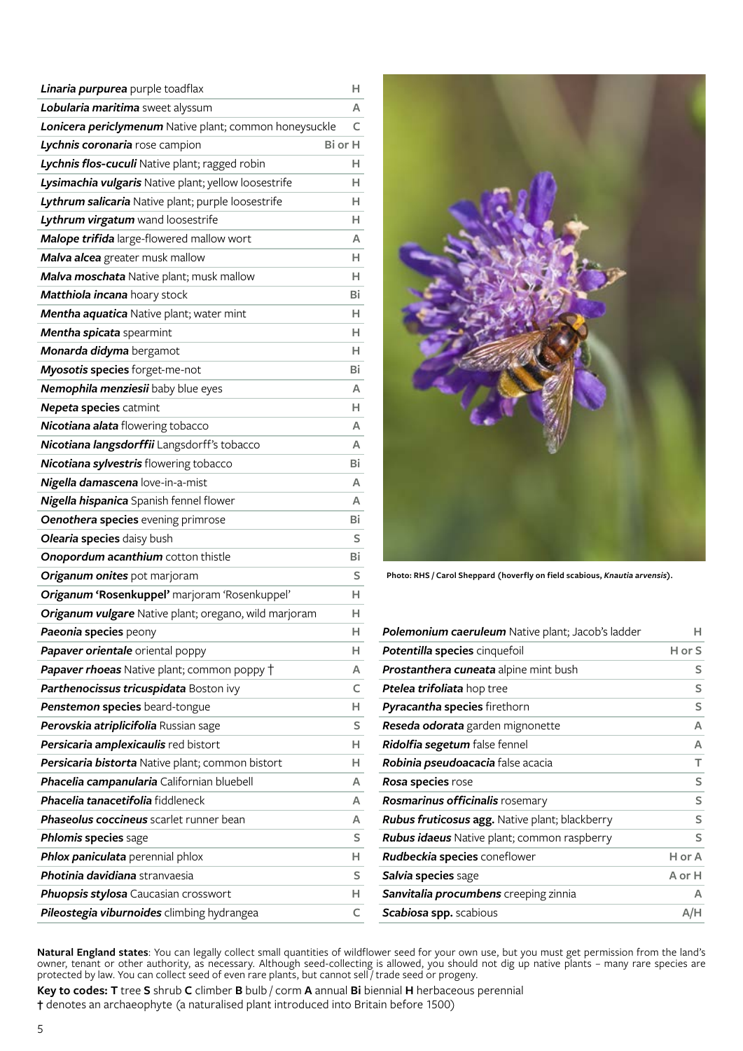| | |
|---|---|
| ***Linaria purpurea*** purple toadflax | H |
| ***Lobularia maritima*** sweet alyssum | A |
| ***Lonicera periclymenum*** Native plant; common honeysuckle | C |
| ***Lychnis coronaria*** rose campion | Bi or H |
| ***Lychnis flos-cuculi*** Native plant; ragged robin | H |
| ***Lysimachia vulgaris*** Native plant; yellow loosestrife | H |
| ***Lythrum salicaria*** Native plant; purple loosestrife | H |
| ***Lythrum virgatum*** wand loosestrife | H |
| ***Malope trifida*** large-flowered mallow wort | A |
| ***Malva alcea*** greater musk mallow | H |
| ***Malva moschata*** Native plant; musk mallow | H |
| ***Matthiola incana*** hoary stock | Bi |
| ***Mentha aquatica*** Native plant; water mint | H |
| ***Mentha spicata*** spearmint | H |
| ***Monarda didyma*** bergamot | H |
| ***Myosotis* species** forget-me-not | Bi |
| ***Nemophila menziesii*** baby blue eyes | A |
| ***Nepeta* species** catmint | H |
| ***Nicotiana alata*** flowering tobacco | A |
| ***Nicotiana langsdorffii*** Langsdorff's tobacco | A |
| ***Nicotiana sylvestris*** flowering tobacco | Bi |
| ***Nigella damascena*** love-in-a-mist | A |
| ***Nigella hispanica*** Spanish fennel flower | A |
| ***Oenothera* species** evening primrose | Bi |
| ***Olearia* species** daisy bush | S |
| ***Onopordum acanthium*** cotton thistle | Bi |
| ***Origanum onites*** pot marjoram | S |
| ***Origanum* 'Rosenkuppel'** marjoram 'Rosenkuppel' | H |
| ***Origanum vulgare*** Native plant; oregano, wild marjoram | H |
| ***Paeonia* species** peony | H |
| ***Papaver orientale*** oriental poppy | H |
| ***Papaver rhoeas*** Native plant; common poppy † | A |
| ***Parthenocissus tricuspidata*** Boston ivy | C |
| ***Penstemon* species** beard-tongue | H |
| ***Perovskia atriplicifolia*** Russian sage | S |
| ***Persicaria amplexicaulis*** red bistort | H |
| ***Persicaria bistorta*** Native plant; common bistort | H |
| ***Phacelia campanularia*** Californian bluebell | A |
| ***Phacelia tanacetifolia*** fiddleneck | A |
| ***Phaseolus coccineus*** scarlet runner bean | A |
| ***Phlomis* species** sage | S |
| ***Phlox paniculata*** perennial phlox | H |
| ***Photinia davidiana*** stranvaesia | S |
| ***Phuopsis stylosa*** Caucasian crosswort | H |
| ***Pileostegia viburnoides*** climbing hydrangea | C |

Photo: RHS / Carol Sheppard (hoverfly on field scabious, *Knautia arvensis*).

| | |
|---|---|
| ***Polemonium caeruleum*** Native plant; Jacob's ladder | H |
| ***Potentilla* species** cinquefoil | H or S |
| ***Prostanthera cuneata*** alpine mint bush | S |
| ***Ptelea trifoliata*** hop tree | S |
| ***Pyracantha* species** firethorn | S |
| ***Reseda odorata*** garden mignonette | A |
| ***Ridolfia segetum*** false fennel | A |
| ***Robinia pseudoacacia*** false acacia | T |
| ***Rosa* species** rose | S |
| ***Rosmarinus officinalis*** rosemary | S |
| ***Rubus fruticosus* agg.** Native plant; blackberry | S |
| ***Rubus idaeus*** Native plant; common raspberry | S |
| ***Rudbeckia* species** coneflower | H or A |
| ***Salvia* species** sage | A or H |
| ***Sanvitalia procumbens*** creeping zinnia | A |
| ***Scabiosa* spp.** scabious | A/H |

**Natural England states**: You can legally collect small quantities of wildflower seed for your own use, but you must get permission from the land's owner, tenant or other authority, as necessary. Although seed-collecting is allowed, you should not dig up native plants – many rare species are protected by law. You can collect seed of even rare plants, but cannot sell / trade seed or progeny.

**Key to codes: T** tree **S** shrub **C** climber **B** bulb / corm **A** annual **Bi** biennial **H** herbaceous perennial
**†** denotes an archaeophyte (a naturalised plant introduced into Britain before 1500)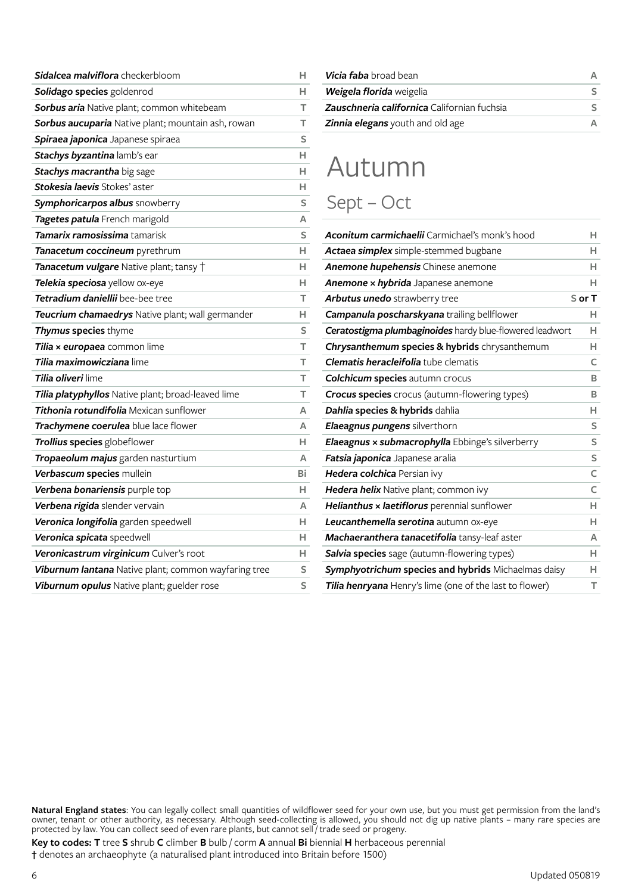| | |
|---|---|
| ***Sidalcea malviflora*** checkerbloom | H |
| ***Solidago* species** goldenrod | H |
| ***Sorbus aria*** Native plant; common whitebeam | T |
| ***Sorbus aucuparia*** Native plant; mountain ash, rowan | T |
| ***Spiraea japonica*** Japanese spiraea | S |
| ***Stachys byzantina*** lamb's ear | H |
| ***Stachys macrantha*** big sage | H |
| ***Stokesia laevis*** Stokes' aster | H |
| ***Symphoricarpos albus*** snowberry | S |
| ***Tagetes patula*** French marigold | A |
| ***Tamarix ramosissima*** tamarisk | S |
| ***Tanacetum coccineum*** pyrethrum | H |
| ***Tanacetum vulgare*** Native plant; tansy † | H |
| ***Telekia speciosa*** yellow ox-eye | H |
| ***Tetradium daniellii*** bee-bee tree | T |
| ***Teucrium chamaedrys*** Native plant; wall germander | H |
| ***Thymus* species** thyme | S |
| ***Tilia × europaea*** common lime | T |
| ***Tilia maximowicziana*** lime | T |
| ***Tilia oliveri*** lime | T |
| ***Tilia platyphyllos*** Native plant; broad-leaved lime | T |
| ***Tithonia rotundifolia*** Mexican sunflower | A |
| ***Trachymene coerulea*** blue lace flower | A |
| ***Trollius* species** globeflower | H |
| ***Tropaeolum majus*** garden nasturtium | A |
| ***Verbascum* species** mullein | Bi |
| ***Verbena bonariensis*** purple top | H |
| ***Verbena rigida*** slender vervain | A |
| ***Veronica longifolia*** garden speedwell | H |
| ***Veronica spicata*** speedwell | H |
| ***Veronicastrum virginicum*** Culver's root | H |
| ***Viburnum lantana*** Native plant; common wayfaring tree | S |
| ***Viburnum opulus*** Native plant; guelder rose | S |
| ***Vicia faba*** broad bean | A |
| ***Weigela florida*** weigelia | S |
| ***Zauschneria californica*** Californian fuchsia | S |
| ***Zinnia elegans*** youth and old age | A |

# Autumn

## Sept – Oct

| | |
|---|---|
| ***Aconitum carmichaelii*** Carmichael's monk's hood | H |
| ***Actaea simplex*** simple-stemmed bugbane | H |
| ***Anemone hupehensis*** Chinese anemone | H |
| ***Anemone × hybrida*** Japanese anemone | H |
| ***Arbutus unedo*** strawberry tree | S **or T** |
| ***Campanula poscharskyana*** trailing bellflower | H |
| ***Ceratostigma plumbaginoides*** hardy blue-flowered leadwort | H |
| ***Chrysanthemum* species & hybrids** chrysanthemum | H |
| ***Clematis heracleifolia*** tube clematis | C |
| ***Colchicum* species** autumn crocus | B |
| ***Crocus* species** crocus (autumn-flowering types) | B |
| ***Dahlia* species & hybrids** dahlia | H |
| ***Elaeagnus pungens*** silverthorn | S |
| ***Elaeagnus × submacrophylla*** Ebbinge's silverberry | S |
| ***Fatsia japonica*** Japanese aralia | S |
| ***Hedera colchica*** Persian ivy | C |
| ***Hedera helix*** Native plant; common ivy | C |
| ***Helianthus × laetiflorus*** perennial sunflower | H |
| ***Leucanthemella serotina*** autumn ox-eye | H |
| ***Machaeranthera tanacetifolia*** tansy-leaf aster | A |
| ***Salvia* species** sage (autumn-flowering types) | H |
| ***Symphyotrichum* species and hybrids** Michaelmas daisy | H |
| ***Tilia henryana*** Henry's lime (one of the last to flower) | T |

**Natural England states**: You can legally collect small quantities of wildflower seed for your own use, but you must get permission from the land's owner, tenant or other authority, as necessary. Although seed-collecting is allowed, you should not dig up native plants – many rare species are protected by law. You can collect seed of even rare plants, but cannot sell / trade seed or progeny.

**Key to codes: T** tree **S** shrub **C** climber **B** bulb / corm **A** annual **Bi** biennial **H** herbaceous perennial
**†** denotes an archaeophyte (a naturalised plant introduced into Britain before 1500)

Updated 050819